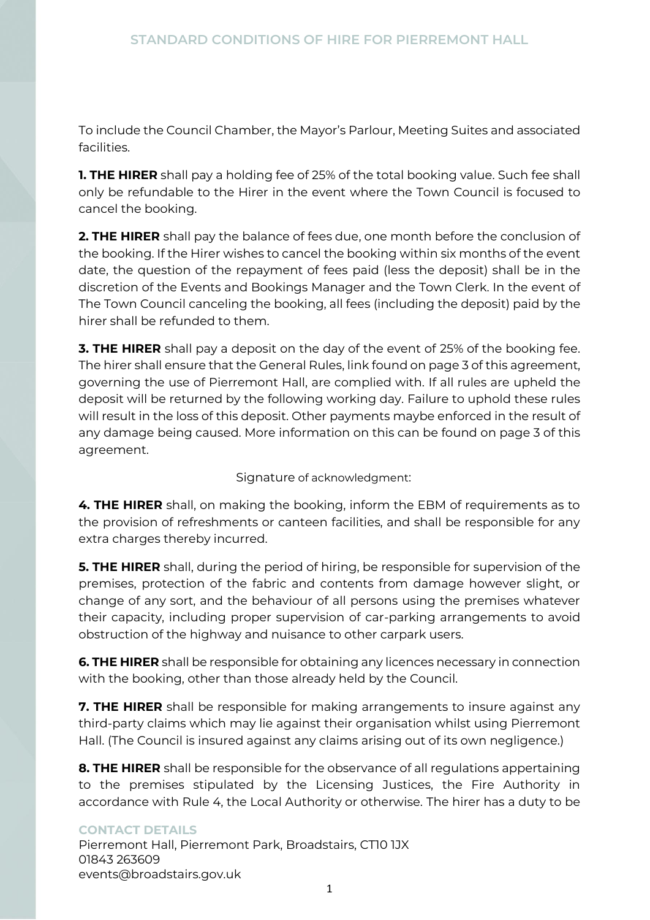# STANDARD CONDITIONS OF HIRE FOR PIERREMONT HALL

To include the Council Chamber, the Mayor's Parlour, Meeting Suites and associated facilities.

**1. THE HIRER** shall pay a holding fee of 25% of the total booking value. Such fee shall only be refundable to the Hirer in the event where the Town Council is focused to cancel the booking.

**2. THE HIRER** shall pay the balance of fees due, one month before the conclusion of the booking. If the Hirer wishes to cancel the booking within six months of the event date, the question of the repayment of fees paid (less the deposit) shall be in the discretion of the Events and Bookings Manager and the Town Clerk. In the event of The Town Council canceling the booking, all fees (including the deposit) paid by the hirer shall be refunded to them.

**3. THE HIRER** shall pay a deposit on the day of the event of 25% of the booking fee. The hirer shall ensure that the General Rules, link found on page 3 of this agreement, governing the use of Pierremont Hall, are complied with. If all rules are upheld the deposit will be returned by the following working day. Failure to uphold these rules will result in the loss of this deposit. Other payments maybe enforced in the result of any damage being caused. More information on this can be found on page 3 of this agreement.

Signature of acknowledgment:

**4. THE HIRER** shall, on making the booking, inform the EBM of requirements as to the provision of refreshments or canteen facilities, and shall be responsible for any extra charges thereby incurred.

**5. THE HIRER** shall, during the period of hiring, be responsible for supervision of the premises, protection of the fabric and contents from damage however slight, or change of any sort, and the behaviour of all persons using the premises whatever their capacity, including proper supervision of car-parking arrangements to avoid obstruction of the highway and nuisance to other carpark users.

**6. THE HIRER** shall be responsible for obtaining any licences necessary in connection with the booking, other than those already held by the Council.

**7. THE HIRER** shall be responsible for making arrangements to insure against any third-party claims which may lie against their organisation whilst using Pierremont Hall. (The Council is insured against any claims arising out of its own negligence.)

**8. THE HIRER** shall be responsible for the observance of all regulations appertaining to the premises stipulated by the Licensing Justices, the Fire Authority in accordance with Rule 4, the Local Authority or otherwise. The hirer has a duty to be

**CONTACT DETAILS**
Pierremont Hall, Pierremont Park, Broadstairs, CT10 1JX
01843 263609
events@broadstairs.gov.uk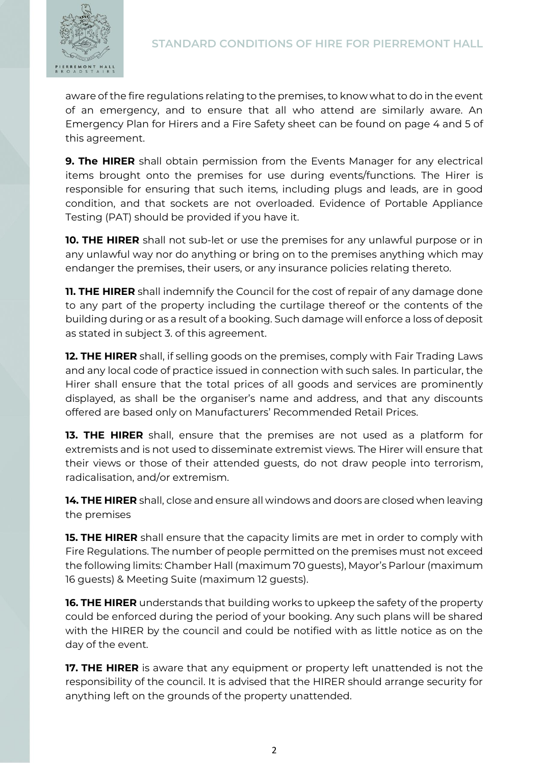aware of the fire regulations relating to the premises, to know what to do in the event of an emergency, and to ensure that all who attend are similarly aware. An Emergency Plan for Hirers and a Fire Safety sheet can be found on page 4 and 5 of this agreement.

**9. The HIRER** shall obtain permission from the Events Manager for any electrical items brought onto the premises for use during events/functions. The Hirer is responsible for ensuring that such items, including plugs and leads, are in good condition, and that sockets are not overloaded. Evidence of Portable Appliance Testing (PAT) should be provided if you have it.

**10. THE HIRER** shall not sub-let or use the premises for any unlawful purpose or in any unlawful way nor do anything or bring on to the premises anything which may endanger the premises, their users, or any insurance policies relating thereto.

**11. THE HIRER** shall indemnify the Council for the cost of repair of any damage done to any part of the property including the curtilage thereof or the contents of the building during or as a result of a booking. Such damage will enforce a loss of deposit as stated in subject 3. of this agreement.

**12. THE HIRER** shall, if selling goods on the premises, comply with Fair Trading Laws and any local code of practice issued in connection with such sales. In particular, the Hirer shall ensure that the total prices of all goods and services are prominently displayed, as shall be the organiser's name and address, and that any discounts offered are based only on Manufacturers' Recommended Retail Prices.

**13. THE HIRER** shall, ensure that the premises are not used as a platform for extremists and is not used to disseminate extremist views. The Hirer will ensure that their views or those of their attended guests, do not draw people into terrorism, radicalisation, and/or extremism.

**14. THE HIRER** shall, close and ensure all windows and doors are closed when leaving the premises

**15. THE HIRER** shall ensure that the capacity limits are met in order to comply with Fire Regulations. The number of people permitted on the premises must not exceed the following limits: Chamber Hall (maximum 70 guests), Mayor's Parlour (maximum 16 guests) & Meeting Suite (maximum 12 guests).

**16. THE HIRER** understands that building works to upkeep the safety of the property could be enforced during the period of your booking. Any such plans will be shared with the HIRER by the council and could be notified with as little notice as on the day of the event.

**17. THE HIRER** is aware that any equipment or property left unattended is not the responsibility of the council. It is advised that the HIRER should arrange security for anything left on the grounds of the property unattended.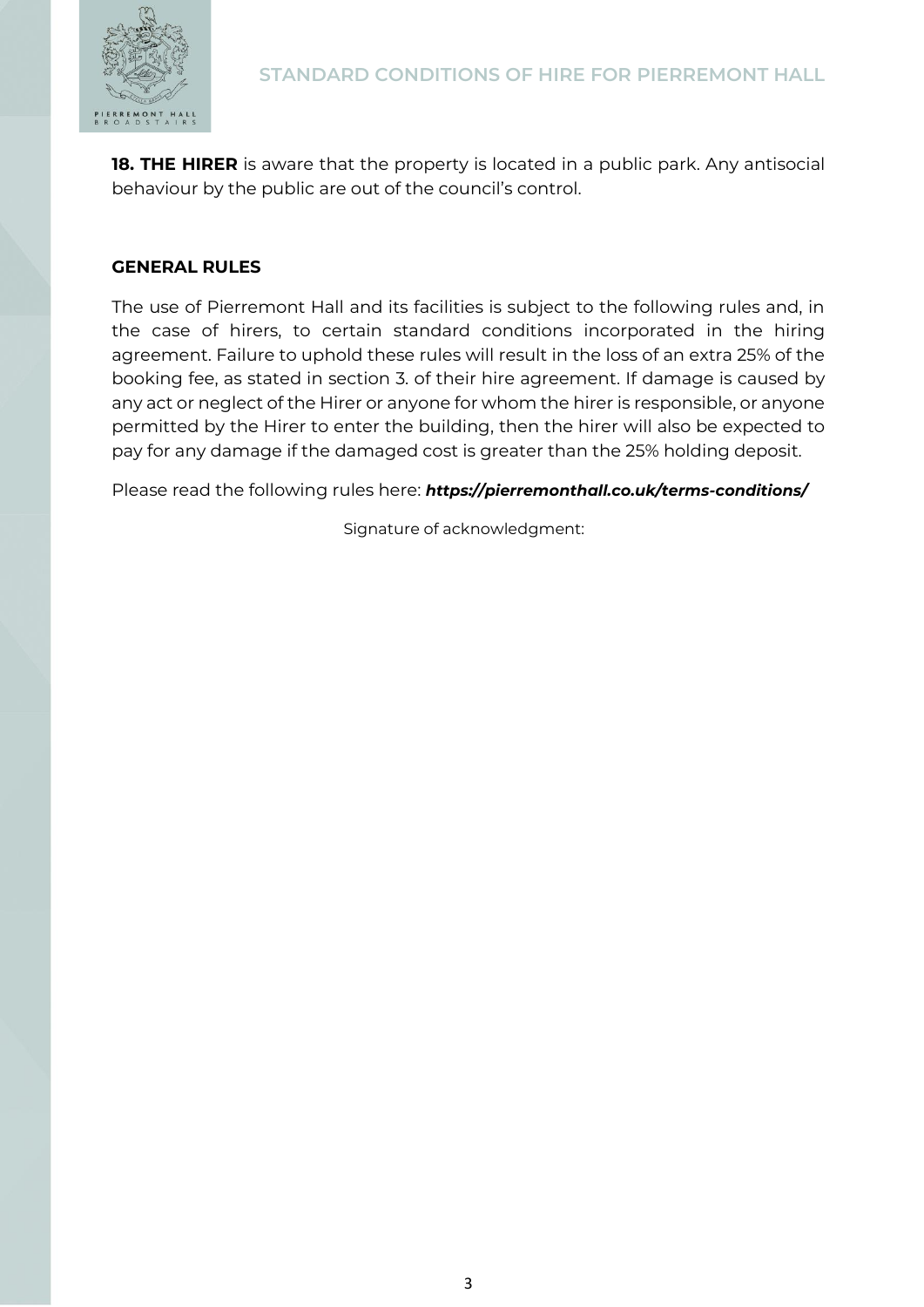**18. THE HIRER** is aware that the property is located in a public park. Any antisocial behaviour by the public are out of the council's control.

## GENERAL RULES

The use of Pierremont Hall and its facilities is subject to the following rules and, in the case of hirers, to certain standard conditions incorporated in the hiring agreement. Failure to uphold these rules will result in the loss of an extra 25% of the booking fee, as stated in section 3. of their hire agreement. If damage is caused by any act or neglect of the Hirer or anyone for whom the hirer is responsible, or anyone permitted by the Hirer to enter the building, then the hirer will also be expected to pay for any damage if the damaged cost is greater than the 25% holding deposit.

Please read the following rules here: ***https://pierremonthall.co.uk/terms-conditions/***

Signature of acknowledgment: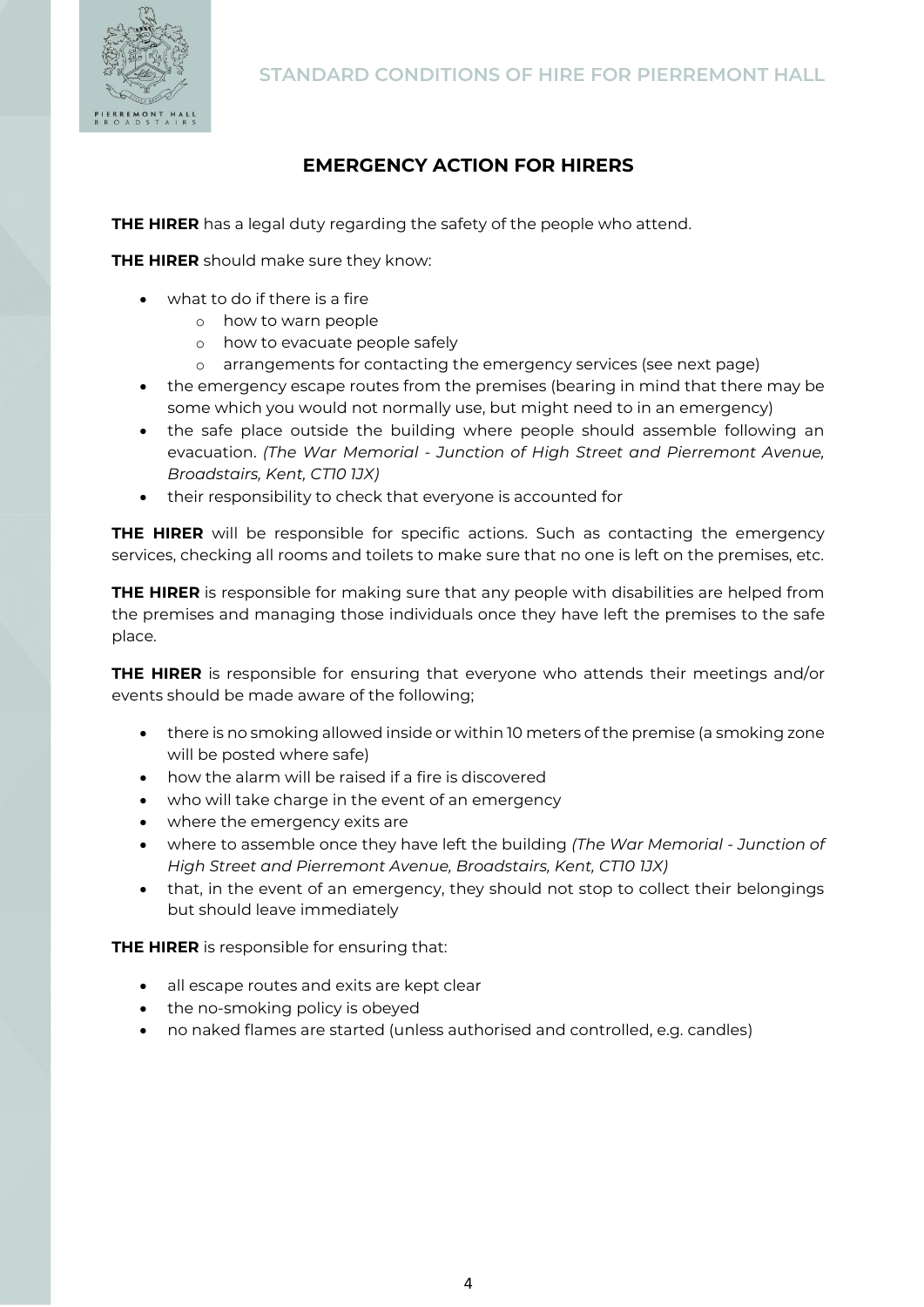## EMERGENCY ACTION FOR HIRERS

**THE HIRER** has a legal duty regarding the safety of the people who attend.

**THE HIRER** should make sure they know:

- what to do if there is a fire
  - how to warn people
  - how to evacuate people safely
  - arrangements for contacting the emergency services (see next page)
- the emergency escape routes from the premises (bearing in mind that there may be some which you would not normally use, but might need to in an emergency)
- the safe place outside the building where people should assemble following an evacuation. *(The War Memorial - Junction of High Street and Pierremont Avenue, Broadstairs, Kent, CT10 1JX)*
- their responsibility to check that everyone is accounted for

**THE HIRER** will be responsible for specific actions. Such as contacting the emergency services, checking all rooms and toilets to make sure that no one is left on the premises, etc.

**THE HIRER** is responsible for making sure that any people with disabilities are helped from the premises and managing those individuals once they have left the premises to the safe place.

**THE HIRER** is responsible for ensuring that everyone who attends their meetings and/or events should be made aware of the following;

- there is no smoking allowed inside or within 10 meters of the premise (a smoking zone will be posted where safe)
- how the alarm will be raised if a fire is discovered
- who will take charge in the event of an emergency
- where the emergency exits are
- where to assemble once they have left the building *(The War Memorial - Junction of High Street and Pierremont Avenue, Broadstairs, Kent, CT10 1JX)*
- that, in the event of an emergency, they should not stop to collect their belongings but should leave immediately

**THE HIRER** is responsible for ensuring that:

- all escape routes and exits are kept clear
- the no-smoking policy is obeyed
- no naked flames are started (unless authorised and controlled, e.g. candles)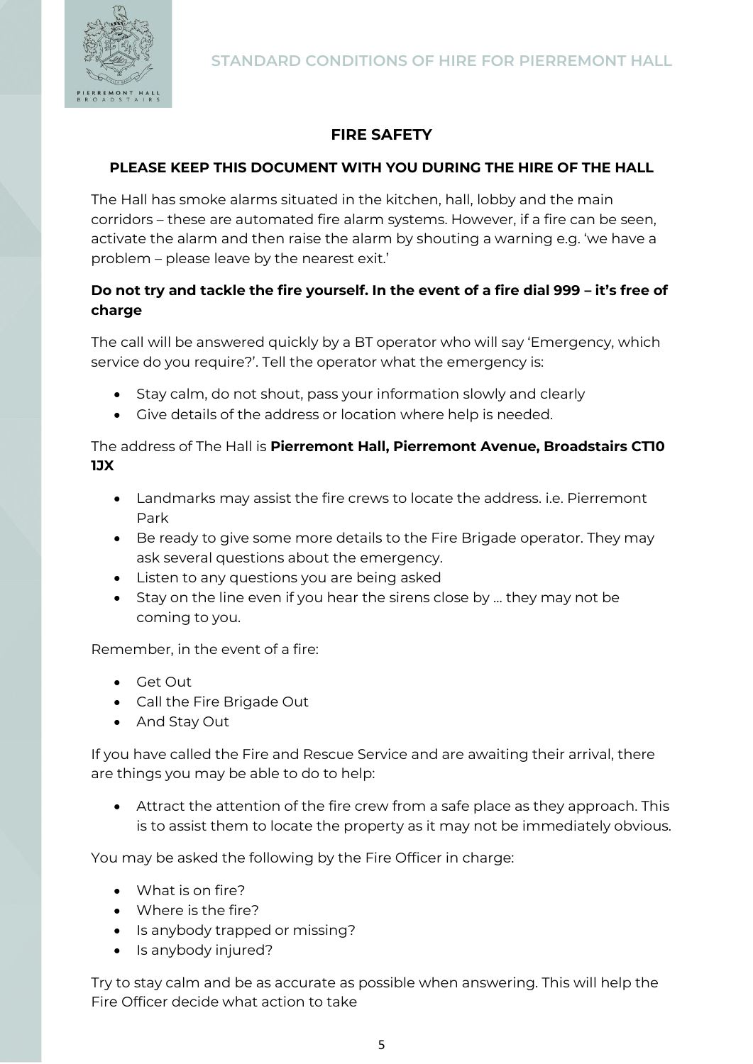## FIRE SAFETY

**PLEASE KEEP THIS DOCUMENT WITH YOU DURING THE HIRE OF THE HALL**

The Hall has smoke alarms situated in the kitchen, hall, lobby and the main corridors – these are automated fire alarm systems. However, if a fire can be seen, activate the alarm and then raise the alarm by shouting a warning e.g. 'we have a problem – please leave by the nearest exit.'

**Do not try and tackle the fire yourself. In the event of a fire dial 999 – it's free of charge**

The call will be answered quickly by a BT operator who will say 'Emergency, which service do you require?'. Tell the operator what the emergency is:

- Stay calm, do not shout, pass your information slowly and clearly
- Give details of the address or location where help is needed.

The address of The Hall is **Pierremont Hall, Pierremont Avenue, Broadstairs CT10 1JX**

- Landmarks may assist the fire crews to locate the address. i.e. Pierremont Park
- Be ready to give some more details to the Fire Brigade operator. They may ask several questions about the emergency.
- Listen to any questions you are being asked
- Stay on the line even if you hear the sirens close by … they may not be coming to you.

Remember, in the event of a fire:

- Get Out
- Call the Fire Brigade Out
- And Stay Out

If you have called the Fire and Rescue Service and are awaiting their arrival, there are things you may be able to do to help:

- Attract the attention of the fire crew from a safe place as they approach. This is to assist them to locate the property as it may not be immediately obvious.

You may be asked the following by the Fire Officer in charge:

- What is on fire?
- Where is the fire?
- Is anybody trapped or missing?
- Is anybody injured?

Try to stay calm and be as accurate as possible when answering. This will help the Fire Officer decide what action to take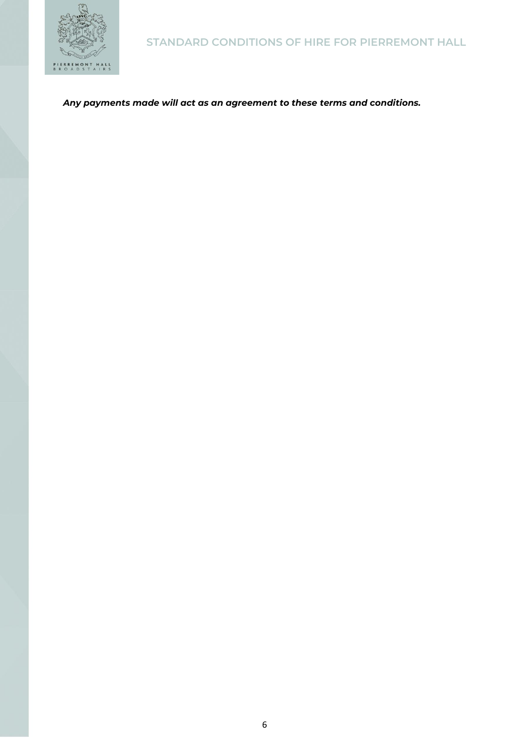***Any payments made will act as an agreement to these terms and conditions.***